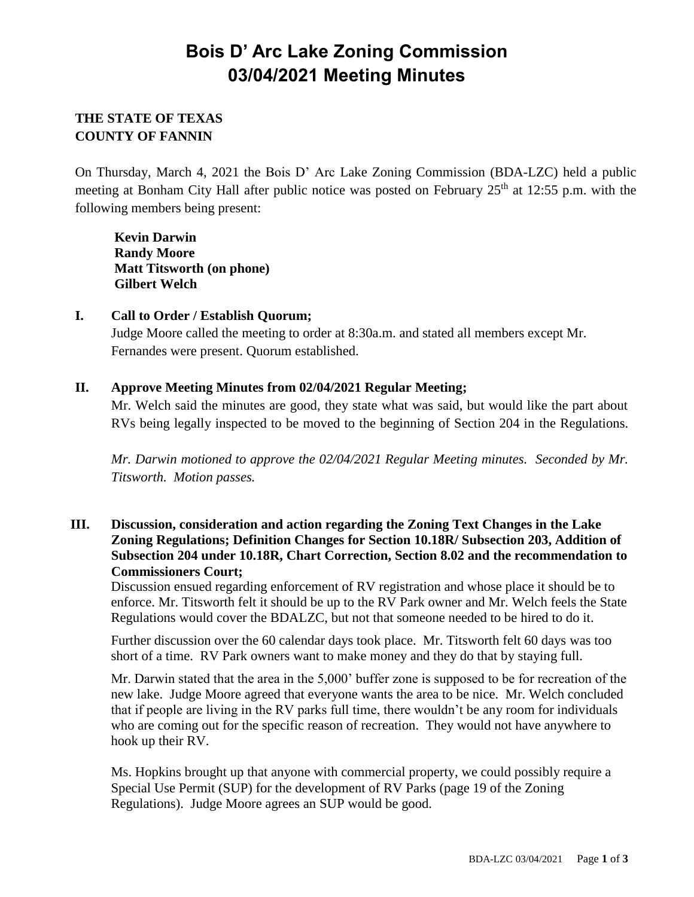# Bois D' Arc Lake Zoning Commission
# 03/04/2021 Meeting Minutes

**THE STATE OF TEXAS**
**COUNTY OF FANNIN**

On Thursday, March 4, 2021 the Bois D' Arc Lake Zoning Commission (BDA-LZC) held a public meeting at Bonham City Hall after public notice was posted on February 25th at 12:55 p.m. with the following members being present:

**Kevin Darwin**
**Randy Moore**
**Matt Titsworth (on phone)**
**Gilbert Welch**

## I. Call to Order / Establish Quorum;

Judge Moore called the meeting to order at 8:30a.m. and stated all members except Mr. Fernandes were present. Quorum established.

## II. Approve Meeting Minutes from 02/04/2021 Regular Meeting;

Mr. Welch said the minutes are good, they state what was said, but would like the part about RVs being legally inspected to be moved to the beginning of Section 204 in the Regulations.

*Mr. Darwin motioned to approve the 02/04/2021 Regular Meeting minutes. Seconded by Mr. Titsworth. Motion passes.*

## III. Discussion, consideration and action regarding the Zoning Text Changes in the Lake Zoning Regulations; Definition Changes for Section 10.18R/ Subsection 203, Addition of Subsection 204 under 10.18R, Chart Correction, Section 8.02 and the recommendation to Commissioners Court;

Discussion ensued regarding enforcement of RV registration and whose place it should be to enforce. Mr. Titsworth felt it should be up to the RV Park owner and Mr. Welch feels the State Regulations would cover the BDALZC, but not that someone needed to be hired to do it.

Further discussion over the 60 calendar days took place. Mr. Titsworth felt 60 days was too short of a time. RV Park owners want to make money and they do that by staying full.

Mr. Darwin stated that the area in the 5,000' buffer zone is supposed to be for recreation of the new lake. Judge Moore agreed that everyone wants the area to be nice. Mr. Welch concluded that if people are living in the RV parks full time, there wouldn't be any room for individuals who are coming out for the specific reason of recreation. They would not have anywhere to hook up their RV.

Ms. Hopkins brought up that anyone with commercial property, we could possibly require a Special Use Permit (SUP) for the development of RV Parks (page 19 of the Zoning Regulations). Judge Moore agrees an SUP would be good.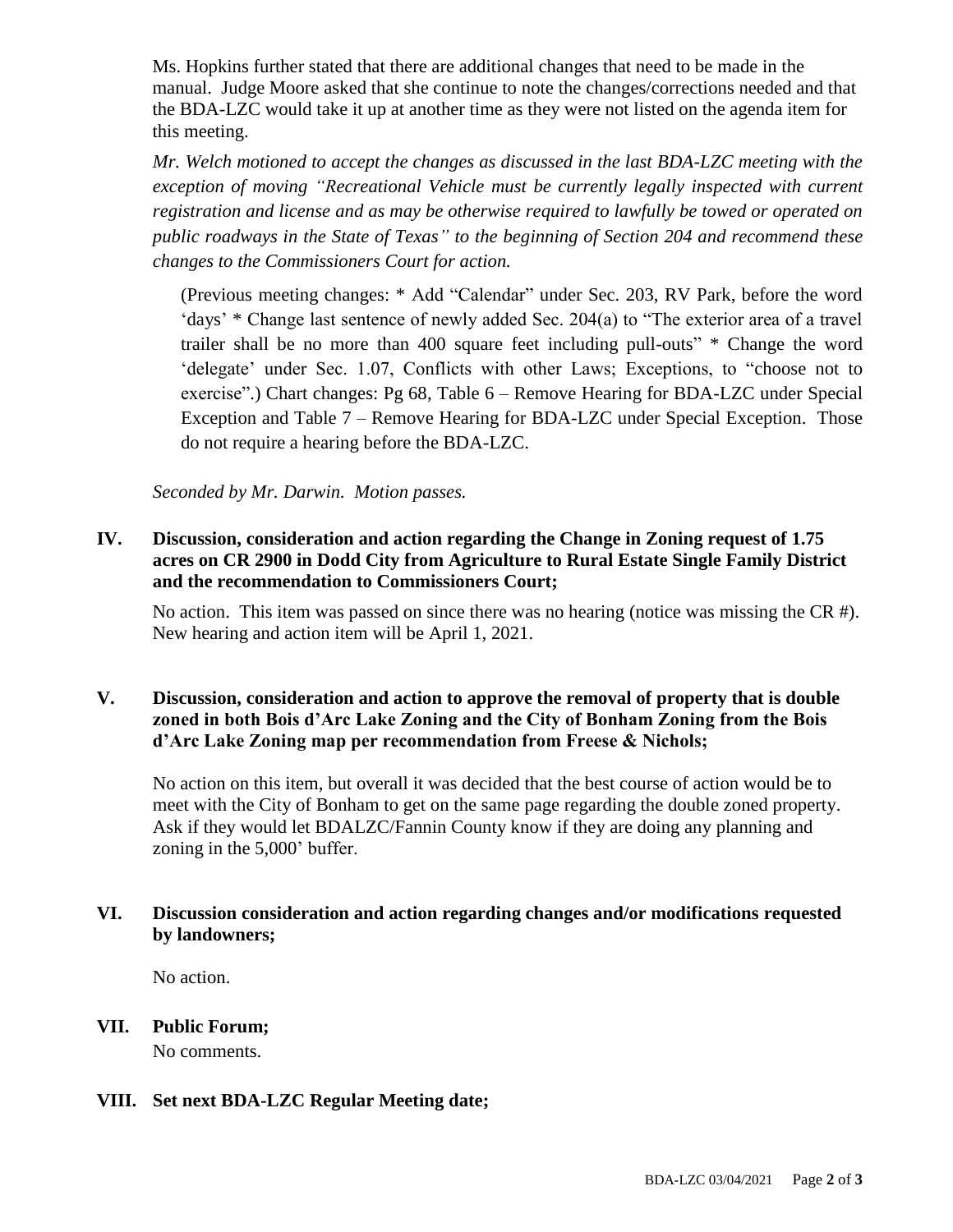Ms. Hopkins further stated that there are additional changes that need to be made in the manual. Judge Moore asked that she continue to note the changes/corrections needed and that the BDA-LZC would take it up at another time as they were not listed on the agenda item for this meeting.

*Mr. Welch motioned to accept the changes as discussed in the last BDA-LZC meeting with the exception of moving "Recreational Vehicle must be currently legally inspected with current registration and license and as may be otherwise required to lawfully be towed or operated on public roadways in the State of Texas" to the beginning of Section 204 and recommend these changes to the Commissioners Court for action.*

(Previous meeting changes: * Add "Calendar" under Sec. 203, RV Park, before the word 'days' * Change last sentence of newly added Sec. 204(a) to "The exterior area of a travel trailer shall be no more than 400 square feet including pull-outs" * Change the word 'delegate' under Sec. 1.07, Conflicts with other Laws; Exceptions, to "choose not to exercise".) Chart changes: Pg 68, Table 6 – Remove Hearing for BDA-LZC under Special Exception and Table 7 – Remove Hearing for BDA-LZC under Special Exception. Those do not require a hearing before the BDA-LZC.

*Seconded by Mr. Darwin. Motion passes.*

## IV. Discussion, consideration and action regarding the Change in Zoning request of 1.75 acres on CR 2900 in Dodd City from Agriculture to Rural Estate Single Family District and the recommendation to Commissioners Court;

No action. This item was passed on since there was no hearing (notice was missing the CR #). New hearing and action item will be April 1, 2021.

## V. Discussion, consideration and action to approve the removal of property that is double zoned in both Bois d'Arc Lake Zoning and the City of Bonham Zoning from the Bois d'Arc Lake Zoning map per recommendation from Freese & Nichols;

No action on this item, but overall it was decided that the best course of action would be to meet with the City of Bonham to get on the same page regarding the double zoned property. Ask if they would let BDALZC/Fannin County know if they are doing any planning and zoning in the 5,000' buffer.

## VI. Discussion consideration and action regarding changes and/or modifications requested by landowners;

No action.

## VII. Public Forum;

No comments.

## VIII. Set next BDA-LZC Regular Meeting date;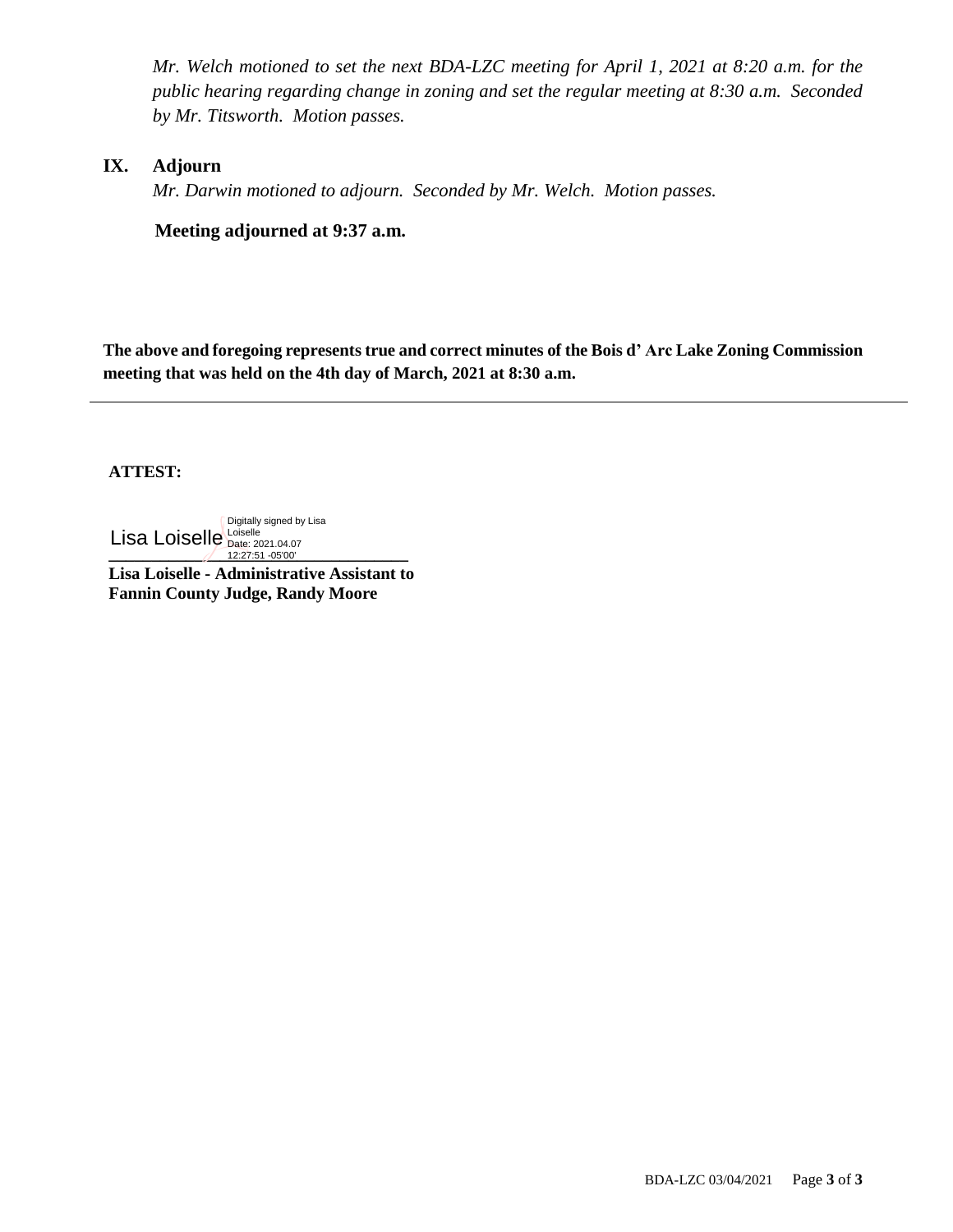*Mr. Welch motioned to set the next BDA-LZC meeting for April 1, 2021 at 8:20 a.m. for the public hearing regarding change in zoning and set the regular meeting at 8:30 a.m. Seconded by Mr. Titsworth. Motion passes.*

## IX. Adjourn

*Mr. Darwin motioned to adjourn. Seconded by Mr. Welch. Motion passes.*

**Meeting adjourned at 9:37 a.m.**

**The above and foregoing represents true and correct minutes of the Bois d' Arc Lake Zoning Commission meeting that was held on the 4th day of March, 2021 at 8:30 a.m.**

---

**ATTEST:**

Lisa Loiselle Digitally signed by Lisa Loiselle Date: 2021.04.07 12:27:51 -05'00'

**Lisa Loiselle - Administrative Assistant to Fannin County Judge, Randy Moore**